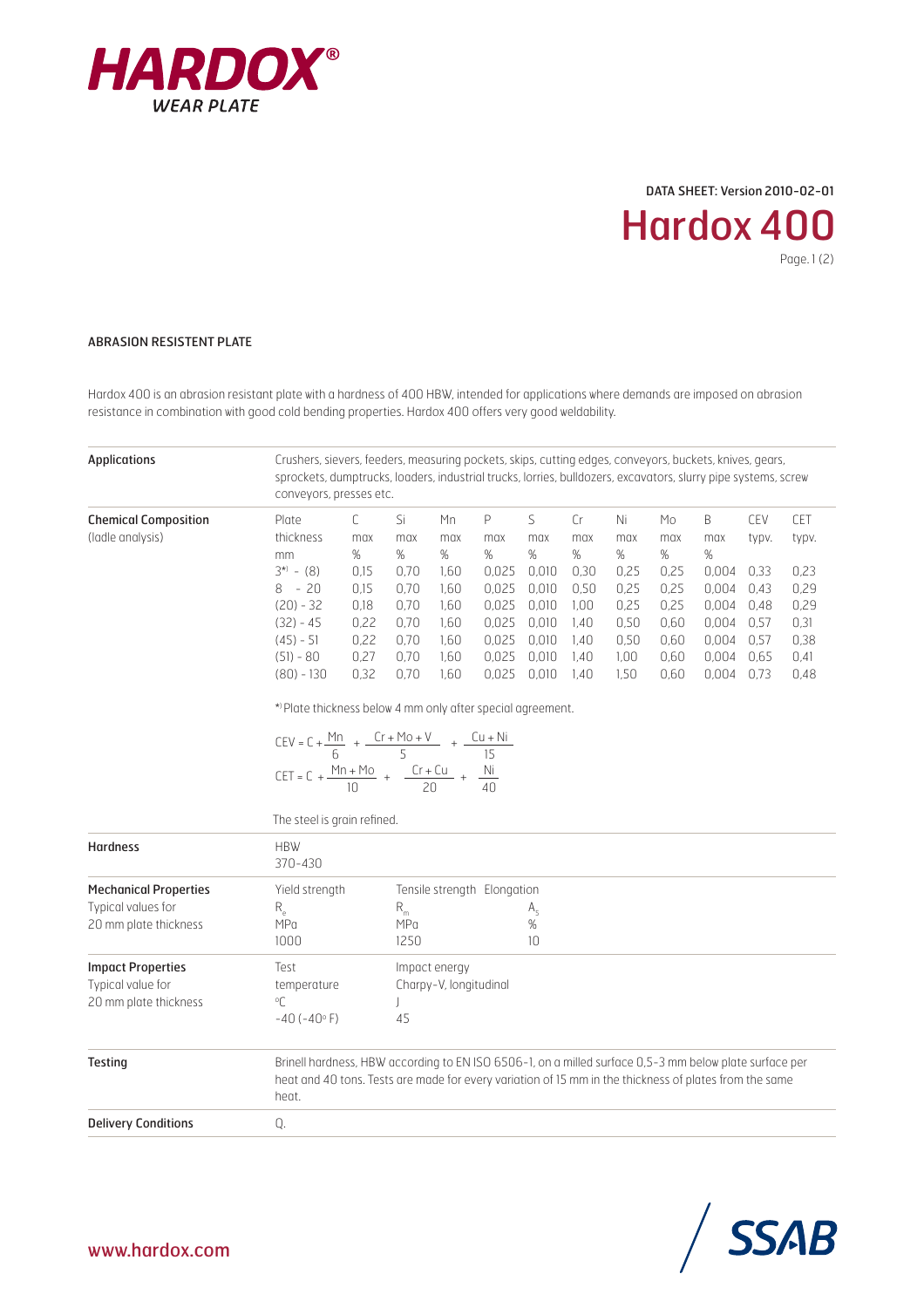HARDOX®
WEAR PLATE

DATA SHEET: Version 2010-02-01

# Hardox 400

## ABRASION RESISTENT PLATE

Hardox 400 is an abrasion resistant plate with a hardness of 400 HBW, intended for applications where demands are imposed on abrasion resistance in combination with good cold bending properties. Hardox 400 offers very good weldability.

### Applications

Crushers, sievers, feeders, measuring pockets, skips, cutting edges, conveyors, buckets, knives, gears, sprockets, dumptrucks, loaders, industrial trucks, lorries, bulldozers, excavators, slurry pipe systems, screw conveyors, presses etc.

### Chemical Composition (ladle analysis)

| Plate thickness mm | C max % | Si max % | Mn max % | P max % | S max % | Cr max % | Ni max % | Mo max % | B max % | CEV typv. | CET typv. |
|---|---|---|---|---|---|---|---|---|---|---|---|
| 3*) - (8) | 0,15 | 0,70 | 1,60 | 0,025 | 0,010 | 0,30 | 0,25 | 0,25 | 0,004 | 0,33 | 0,23 |
| 8 - 20 | 0,15 | 0,70 | 1,60 | 0,025 | 0,010 | 0,50 | 0,25 | 0,25 | 0,004 | 0,43 | 0,29 |
| (20) - 32 | 0,18 | 0,70 | 1,60 | 0,025 | 0,010 | 1,00 | 0,25 | 0,25 | 0,004 | 0,48 | 0,29 |
| (32) - 45 | 0,22 | 0,70 | 1,60 | 0,025 | 0,010 | 1,40 | 0,50 | 0,60 | 0,004 | 0,57 | 0,31 |
| (45) - 51 | 0,22 | 0,70 | 1,60 | 0,025 | 0,010 | 1,40 | 0,50 | 0,60 | 0,004 | 0,57 | 0,38 |
| (51) - 80 | 0,27 | 0,70 | 1,60 | 0,025 | 0,010 | 1,40 | 1,00 | 0,60 | 0,004 | 0,65 | 0,41 |
| (80) - 130 | 0,32 | 0,70 | 1,60 | 0,025 | 0,010 | 1,40 | 1,50 | 0,60 | 0,004 | 0,73 | 0,48 |

*) Plate thickness below 4 mm only after special agreement.

$$CEV = C + \frac{Mn}{6} + \frac{Cr + Mo + V}{5} + \frac{Cu + Ni}{15}$$

$$CET = C + \frac{Mn + Mo}{10} + \frac{Cr + Cu}{20} + \frac{Ni}{40}$$

The steel is grain refined.

### Hardness

HBW
370-430

### Mechanical Properties
Typical values for 20 mm plate thickness

| Yield strength $R_e$ MPa | Tensile strength $R_m$ MPa | Elongation $A_5$ % |
|---|---|---|
| 1000 | 1250 | 10 |

### Impact Properties
Typical value for 20 mm plate thickness

| Test temperature °C | Impact energy Charpy-V, longitudinal J |
|---|---|
| -40 (-40° F) | 45 |

### Testing

Brinell hardness, HBW according to EN ISO 6506-1, on a milled surface 0,5-3 mm below plate surface per heat and 40 tons. Tests are made for every variation of 15 mm in the thickness of plates from the same heat.

### Delivery Conditions

Q.

www.hardox.com

SSAB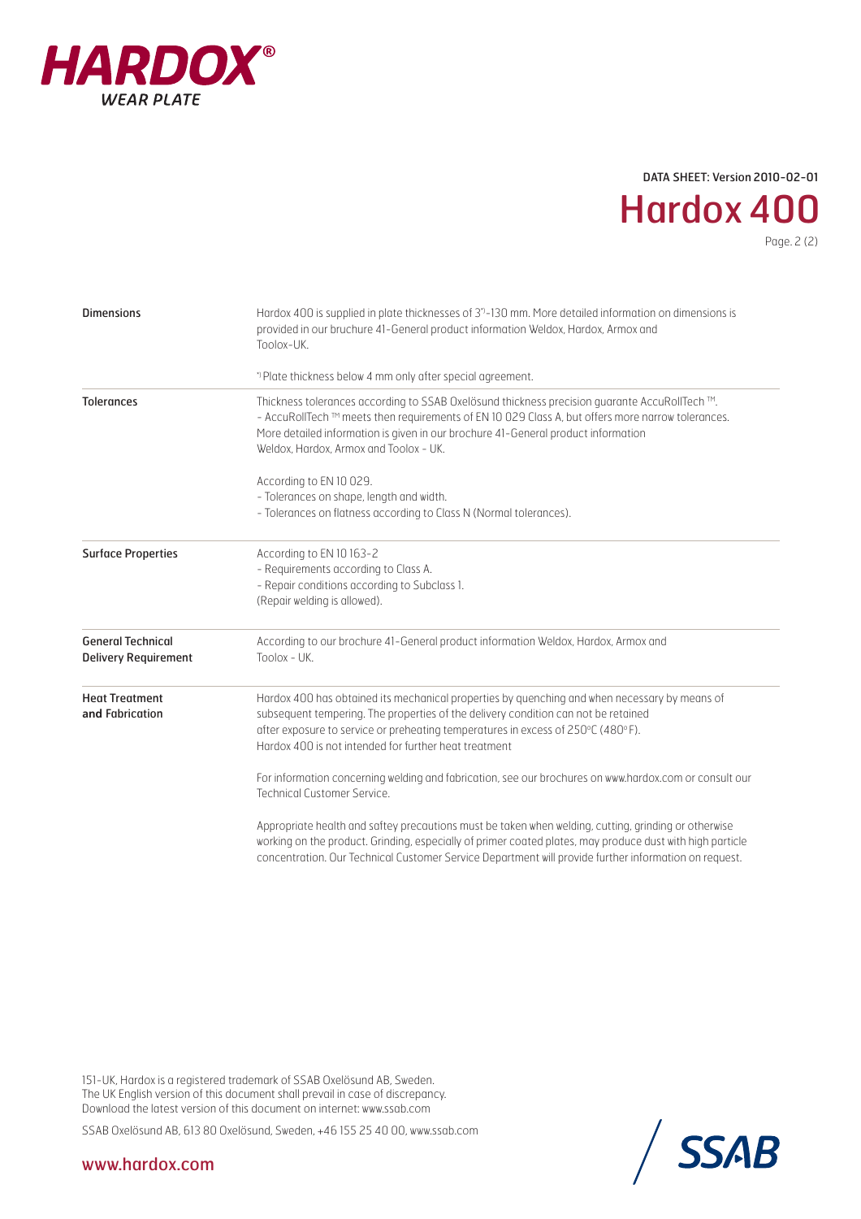# Hardox 400

DATA SHEET: Version 2010-02-01

| | |
|---|---|
| **Dimensions** | Hardox 400 is supplied in plate thicknesses of 3*)-130 mm. More detailed information on dimensions is provided in our bruchure 41-General product information Weldox, Hardox, Armox and Toolox-UK.<br><br>*) Plate thickness below 4 mm only after special agreement. |
| **Tolerances** | Thickness tolerances according to SSAB Oxelösund thickness precision guarante AccuRollTech ™.<br>- AccuRollTech ™ meets then requirements of EN 10 029 Class A, but offers more narrow tolerances. More detailed information is given in our brochure 41-General product information Weldox, Hardox, Armox and Toolox - UK.<br><br>According to EN 10 029.<br>- Tolerances on shape, length and width.<br>- Tolerances on flatness according to Class N (Normal tolerances). |
| **Surface Properties** | According to EN 10 163-2<br>- Requirements according to Class A.<br>- Repair conditions according to Subclass 1.<br>(Repair welding is allowed). |
| **General Technical Delivery Requirement** | According to our brochure 41-General product information Weldox, Hardox, Armox and Toolox - UK. |
| **Heat Treatment and Fabrication** | Hardox 400 has obtained its mechanical properties by quenching and when necessary by means of subsequent tempering. The properties of the delivery condition can not be retained after exposure to service or preheating temperatures in excess of 250°C (480°F). Hardox 400 is not intended for further heat treatment<br><br>For information concerning welding and fabrication, see our brochures on www.hardox.com or consult our Technical Customer Service.<br><br>Appropriate health and saftey precautions must be taken when welding, cutting, grinding or otherwise working on the product. Grinding, especially of primer coated plates, may produce dust with high particle concentration. Our Technical Customer Service Department will provide further information on request. |

151-UK, Hardox is a registered trademark of SSAB Oxelösund AB, Sweden.
The UK English version of this document shall prevail in case of discrepancy.
Download the latest version of this document on internet: www.ssab.com

SSAB Oxelösund AB, 613 80 Oxelösund, Sweden, +46 155 25 40 00, www.ssab.com

www.hardox.com